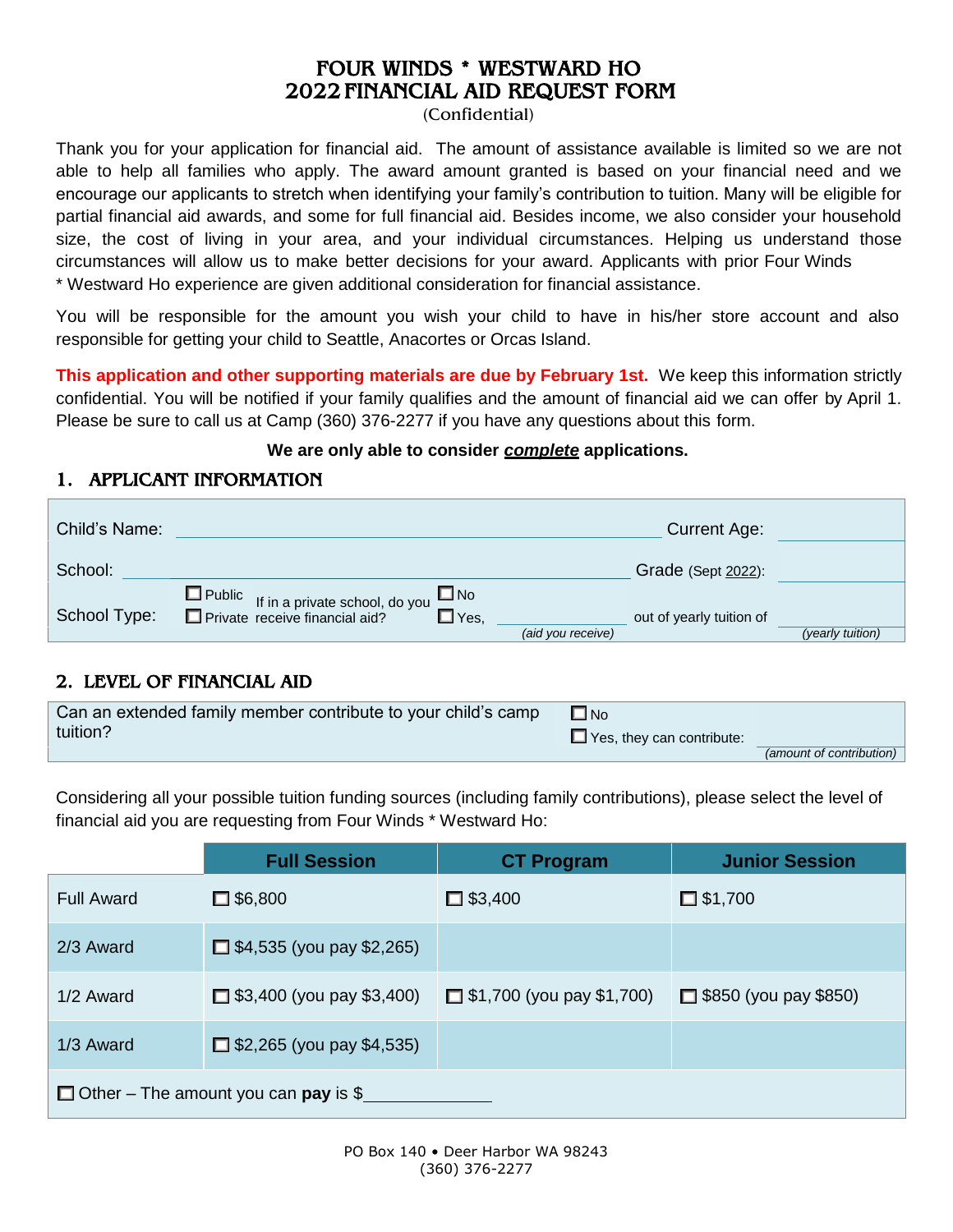# FOUR WINDS * WESTWARD HO
# 2022 FINANCIAL AID REQUEST FORM

(Confidential)

Thank you for your application for financial aid. The amount of assistance available is limited so we are not able to help all families who apply. The award amount granted is based on your financial need and we encourage our applicants to stretch when identifying your family's contribution to tuition. Many will be eligible for partial financial aid awards, and some for full financial aid. Besides income, we also consider your household size, the cost of living in your area, and your individual circumstances. Helping us understand those circumstances will allow us to make better decisions for your award. Applicants with prior Four Winds * Westward Ho experience are given additional consideration for financial assistance.

You will be responsible for the amount you wish your child to have in his/her store account and also responsible for getting your child to Seattle, Anacortes or Orcas Island.

**This application and other supporting materials are due by February 1st.** We keep this information strictly confidential. You will be notified if your family qualifies and the amount of financial aid we can offer by April 1. Please be sure to call us at Camp (360) 376-2277 if you have any questions about this form.

**We are only able to consider *complete* applications.**

## 1. APPLICANT INFORMATION

| | | | |
|---|---|---|---|
| Child's Name: | ______________________ | Current Age: | ________ |
| School: | ______________________ | Grade (Sept 2022): | ________ |
| School Type: | ☐ Public ☐ Private — If in a private school, do you receive financial aid? ☐ No ☐ Yes, ________ *(aid you receive)* | out of yearly tuition of | ________ *(yearly tuition)* |

## 2. LEVEL OF FINANCIAL AID

| | |
|---|---|
| Can an extended family member contribute to your child's camp tuition? | ☐ No<br>☐ Yes, they can contribute: ________ *(amount of contribution)* |

Considering all your possible tuition funding sources (including family contributions), please select the level of financial aid you are requesting from Four Winds * Westward Ho:

| | Full Session | CT Program | Junior Session |
|---|---|---|---|
| Full Award | ☐ $6,800 | ☐ $3,400 | ☐ $1,700 |
| 2/3 Award | ☐ $4,535 (you pay $2,265) | | |
| 1/2 Award | ☐ $3,400 (you pay $3,400) | ☐ $1,700 (you pay $1,700) | ☐ $850 (you pay $850) |
| 1/3 Award | ☐ $2,265 (you pay $4,535) | | |
| ☐ Other – The amount you can **pay** is $________ | | | |

PO Box 140 • Deer Harbor WA 98243
(360) 376-2277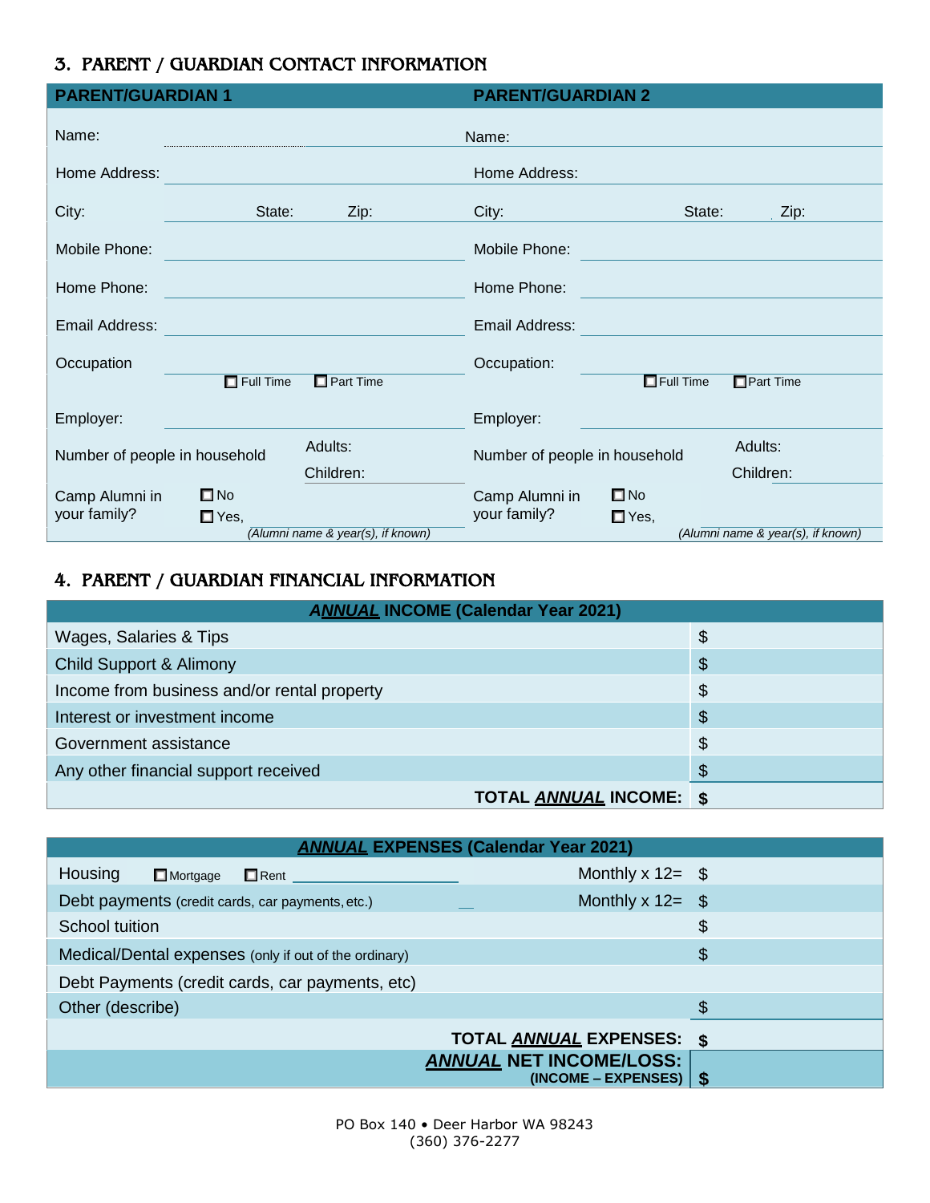## 3. PARENT / GUARDIAN CONTACT INFORMATION

| PARENT/GUARDIAN 1 | | PARENT/GUARDIAN 2 | |
|---|---|---|---|
| Name: | | Name: | |
| Home Address: | | Home Address: | |
| City: | State: Zip: | City: | State: Zip: |
| Mobile Phone: | | Mobile Phone: | |
| Home Phone: | | Home Phone: | |
| Email Address: | | Email Address: | |
| Occupation | ☐ Full Time ☐ Part Time | Occupation: | ☐ Full Time ☐ Part Time |
| Employer: | | Employer: | |
| Number of people in household | Adults: <br> Children: | Number of people in household | Adults: <br> Children: |
| Camp Alumni in your family? | ☐ No <br> ☐ Yes, *(Alumni name & year(s), if known)* | Camp Alumni in your family? | ☐ No <br> ☐ Yes, *(Alumni name & year(s), if known)* |

## 4. PARENT / GUARDIAN FINANCIAL INFORMATION

| ***ANNUAL*** **INCOME (Calendar Year 2021)** | |
|---|---|
| Wages, Salaries & Tips | $ |
| Child Support & Alimony | $ |
| Income from business and/or rental property | $ |
| Interest or investment income | $ |
| Government assistance | $ |
| Any other financial support received | $ |
| **TOTAL *ANNUAL* INCOME:** | **$** |

| ***ANNUAL*** **EXPENSES (Calendar Year 2021)** | | |
|---|---|---|
| Housing ☐ Mortgage ☐ Rent | Monthly x 12= | $ |
| Debt payments (credit cards, car payments, etc.) | Monthly x 12= | $ |
| School tuition | | $ |
| Medical/Dental expenses (only if out of the ordinary) | | $ |
| Debt Payments (credit cards, car payments, etc) | | |
| Other (describe) | | $ |
| **TOTAL *ANNUAL* EXPENSES:** | | **$** |
| ***ANNUAL*** **NET INCOME/LOSS:** **(INCOME – EXPENSES)** | | **$** |

PO Box 140 • Deer Harbor WA 98243
(360) 376-2277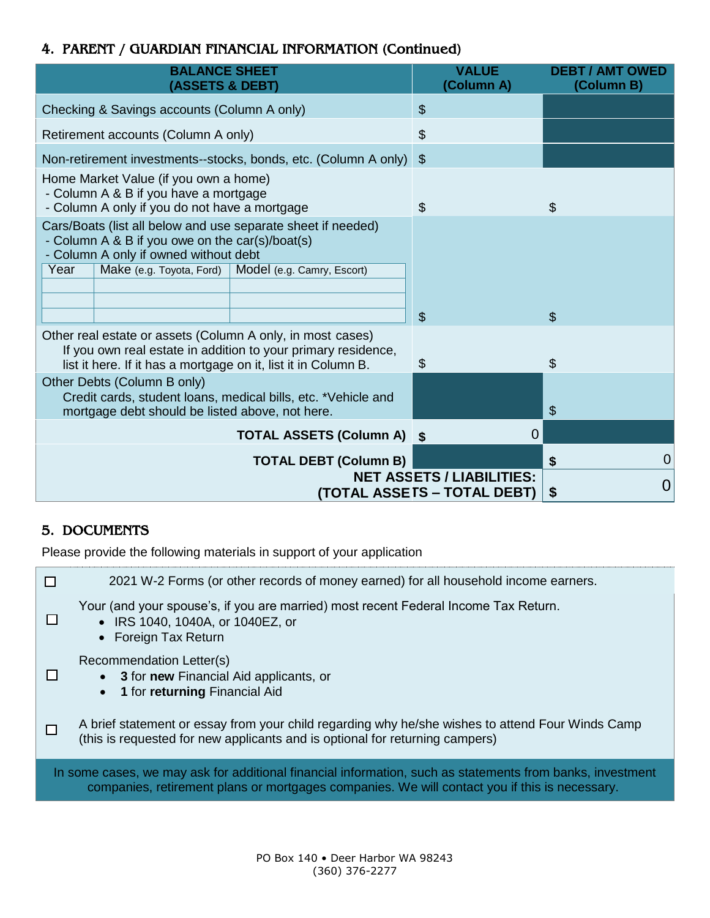## 4. PARENT / GUARDIAN FINANCIAL INFORMATION (Continued)

| BALANCE SHEET (ASSETS & DEBT) | VALUE (Column A) | DEBT / AMT OWED (Column B) |
|---|---|---|
| Checking & Savings accounts (Column A only) | $ | |
| Retirement accounts (Column A only) | $ | |
| Non-retirement investments--stocks, bonds, etc. (Column A only) | $ | |
| Home Market Value (if you own a home)<br>- Column A & B if you have a mortgage<br>- Column A only if you do not have a mortgage | $ | $ |
| Cars/Boats (list all below and use separate sheet if needed)<br>- Column A & B if you owe on the car(s)/boat(s)<br>- Column A only if owned without debt<br>Year / Make (e.g. Toyota, Ford) / Model (e.g. Camry, Escort) | $ | $ |
| Other real estate or assets (Column A only, in most cases)<br>If you own real estate in addition to your primary residence, list it here. If it has a mortgage on it, list it in Column B. | $ | $ |
| Other Debts (Column B only)<br>Credit cards, student loans, medical bills, etc. *Vehicle and mortgage debt should be listed above, not here. | | $ |
| **TOTAL ASSETS (Column A)** | $ 0 | |
| **TOTAL DEBT (Column B)** | | $ 0 |
| **NET ASSETS / LIABILITIES: (TOTAL ASSETS – TOTAL DEBT)** | | $ 0 |

| Year | Make (e.g. Toyota, Ford) | Model (e.g. Camry, Escort) |
|---|---|---|
| | | |
| | | |
| | | |

## 5. DOCUMENTS

Please provide the following materials in support of your application

- ☐ 2021 W-2 Forms (or other records of money earned) for all household income earners.
- ☐ Your (and your spouse's, if you are married) most recent Federal Income Tax Return.
  - IRS 1040, 1040A, or 1040EZ, or
  - Foreign Tax Return
- ☐ Recommendation Letter(s)
  - **3** for **new** Financial Aid applicants, or
  - **1** for **returning** Financial Aid
- ☐ A brief statement or essay from your child regarding why he/she wishes to attend Four Winds Camp (this is requested for new applicants and is optional for returning campers)

In some cases, we may ask for additional financial information, such as statements from banks, investment companies, retirement plans or mortgages companies. We will contact you if this is necessary.

PO Box 140 • Deer Harbor WA 98243
(360) 376-2277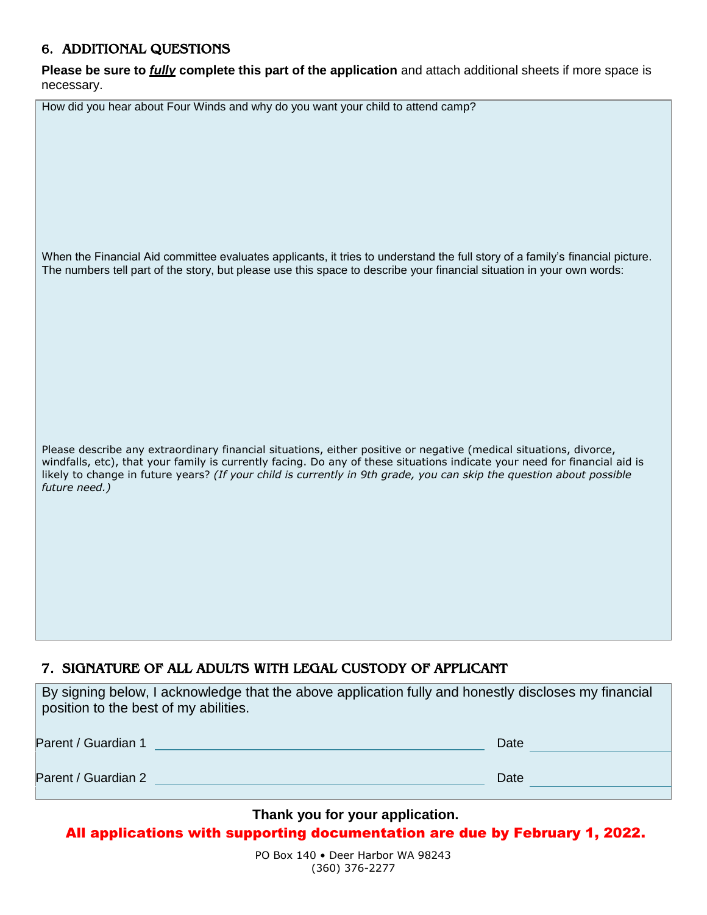## 6. ADDITIONAL QUESTIONS

**Please be sure to *__fully__* complete this part of the application** and attach additional sheets if more space is necessary.

How did you hear about Four Winds and why do you want your child to attend camp?

When the Financial Aid committee evaluates applicants, it tries to understand the full story of a family's financial picture. The numbers tell part of the story, but please use this space to describe your financial situation in your own words:

Please describe any extraordinary financial situations, either positive or negative (medical situations, divorce, windfalls, etc), that your family is currently facing. Do any of these situations indicate your need for financial aid is likely to change in future years? *(If your child is currently in 9th grade, you can skip the question about possible future need.)*

## 7. SIGNATURE OF ALL ADULTS WITH LEGAL CUSTODY OF APPLICANT

By signing below, I acknowledge that the above application fully and honestly discloses my financial position to the best of my abilities.

Parent / Guardian 1 ______________________________ Date ____________

Parent / Guardian 2 ______________________________ Date ____________

**Thank you for your application.**

**All applications with supporting documentation are due by February 1, 2022.**

PO Box 140 • Deer Harbor WA 98243
(360) 376-2277